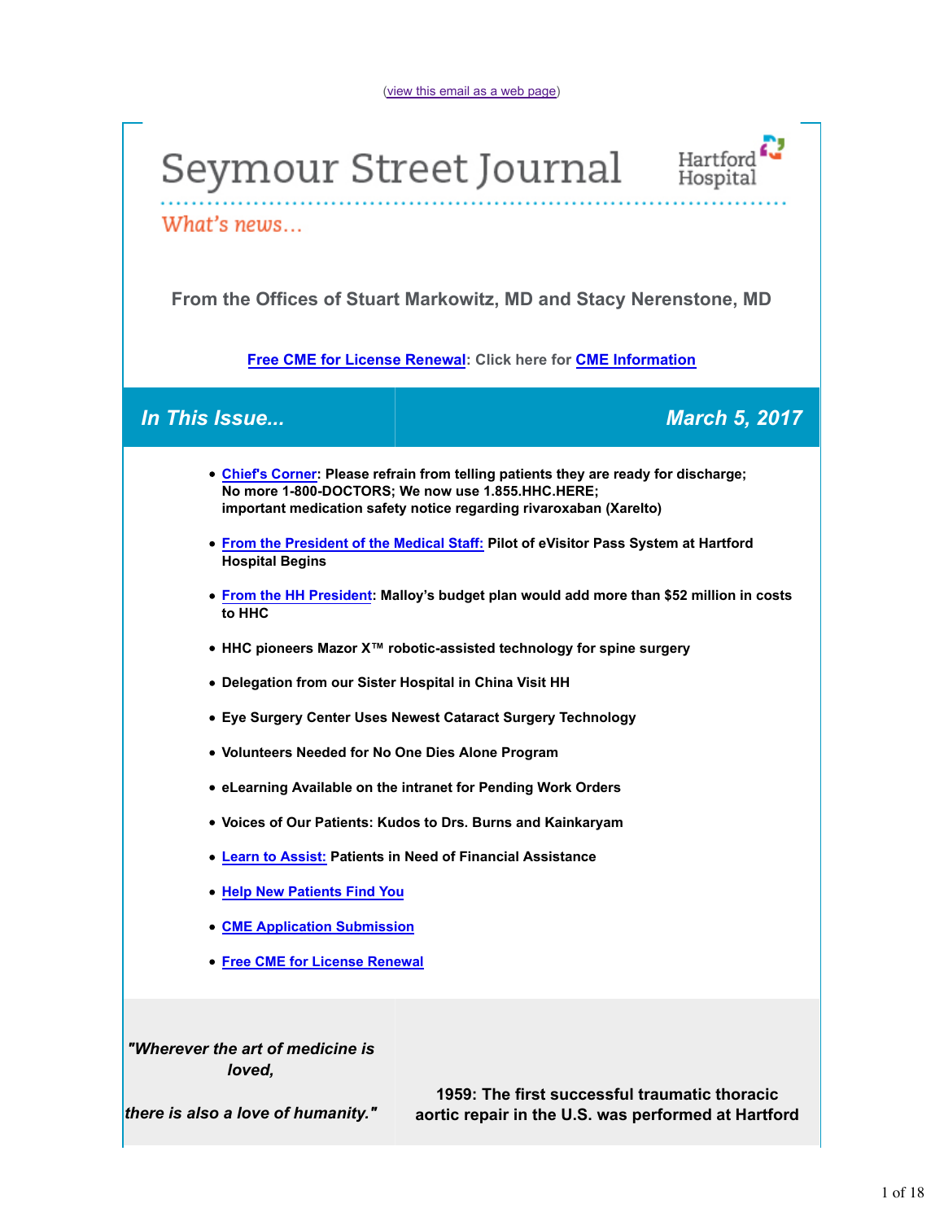(view this email as a web page)

# Seymour Street Journal

Hartford Hospital

*What's news...*

**From the Offices of Stuart Markowitz, MD and Stacy Nerenstone, MD**

**Free CME for License Renewal: Click here for CME Information**

## *In This Issue...* | *March 5, 2017*

- **Chief's Corner: Please refrain from telling patients they are ready for discharge; No more 1-800-DOCTORS; We now use 1.855.HHC.HERE; important medication safety notice regarding rivaroxaban (Xarelto)**
- **From the President of the Medical Staff: Pilot of eVisitor Pass System at Hartford Hospital Begins**
- **From the HH President: Malloy's budget plan would add more than $52 million in costs to HHC**
- **HHC pioneers Mazor X™ robotic-assisted technology for spine surgery**
- **Delegation from our Sister Hospital in China Visit HH**
- **Eye Surgery Center Uses Newest Cataract Surgery Technology**
- **Volunteers Needed for No One Dies Alone Program**
- **eLearning Available on the intranet for Pending Work Orders**
- **Voices of Our Patients: Kudos to Drs. Burns and Kainkaryam**
- **Learn to Assist: Patients in Need of Financial Assistance**
- **Help New Patients Find You**
- **CME Application Submission**
- **Free CME for License Renewal**

***"Wherever the art of medicine is loved,***

***there is also a love of humanity."***

**1959: The first successful traumatic thoracic aortic repair in the U.S. was performed at Hartford**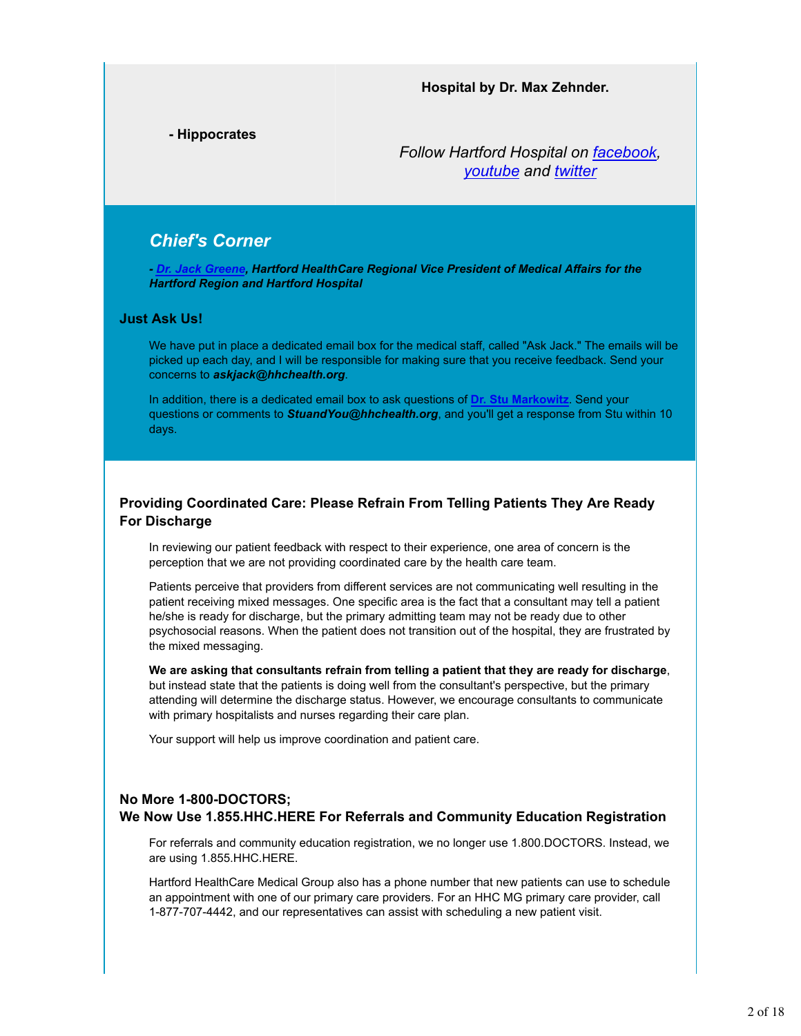**Hospital by Dr. Max Zehnder.**

**- Hippocrates**

*Follow Hartford Hospital on [facebook](), [youtube]() and [twitter]()*

## *Chief's Corner*

***- [Dr. Jack Greene](), Hartford HealthCare Regional Vice President of Medical Affairs for the Hartford Region and Hartford Hospital***

### Just Ask Us!

We have put in place a dedicated email box for the medical staff, called "Ask Jack." The emails will be picked up each day, and I will be responsible for making sure that you receive feedback. Send your concerns to ***askjack@hhchealth.org***.

In addition, there is a dedicated email box to ask questions of **[Dr. Stu Markowitz]()**. Send your questions or comments to ***StuandYou@hhchealth.org***, and you'll get a response from Stu within 10 days.

### Providing Coordinated Care: Please Refrain From Telling Patients They Are Ready For Discharge

In reviewing our patient feedback with respect to their experience, one area of concern is the perception that we are not providing coordinated care by the health care team.

Patients perceive that providers from different services are not communicating well resulting in the patient receiving mixed messages. One specific area is the fact that a consultant may tell a patient he/she is ready for discharge, but the primary admitting team may not be ready due to other psychosocial reasons. When the patient does not transition out of the hospital, they are frustrated by the mixed messaging.

**We are asking that consultants refrain from telling a patient that they are ready for discharge**, but instead state that the patients is doing well from the consultant's perspective, but the primary attending will determine the discharge status. However, we encourage consultants to communicate with primary hospitalists and nurses regarding their care plan.

Your support will help us improve coordination and patient care.

### No More 1-800-DOCTORS;<br>We Now Use 1.855.HHC.HERE For Referrals and Community Education Registration

For referrals and community education registration, we no longer use 1.800.DOCTORS. Instead, we are using 1.855.HHC.HERE.

Hartford HealthCare Medical Group also has a phone number that new patients can use to schedule an appointment with one of our primary care providers. For an HHC MG primary care provider, call 1-877-707-4442, and our representatives can assist with scheduling a new patient visit.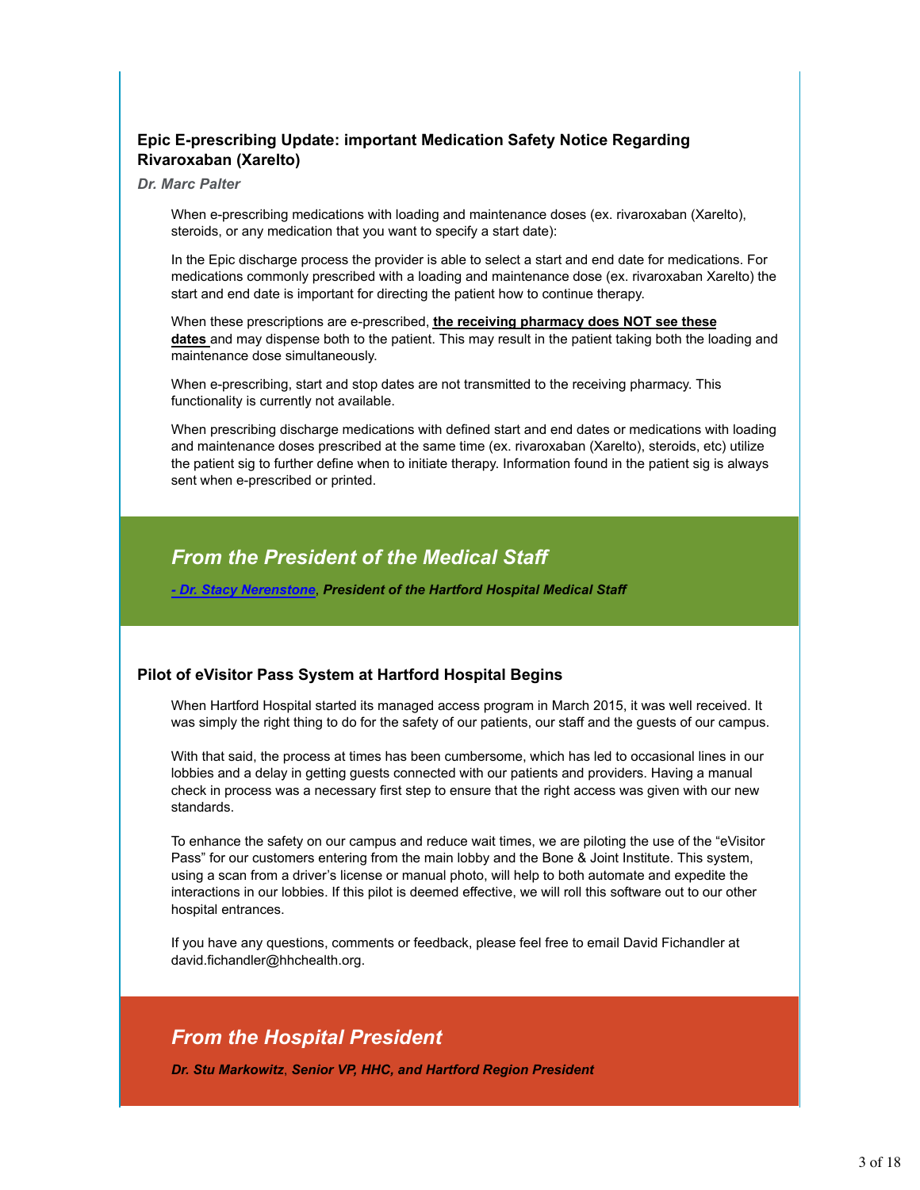### Epic E-prescribing Update: important Medication Safety Notice Regarding Rivaroxaban (Xarelto)

***Dr. Marc Palter***

When e-prescribing medications with loading and maintenance doses (ex. rivaroxaban (Xarelto), steroids, or any medication that you want to specify a start date):

In the Epic discharge process the provider is able to select a start and end date for medications. For medications commonly prescribed with a loading and maintenance dose (ex. rivaroxaban Xarelto) the start and end date is important for directing the patient how to continue therapy.

When these prescriptions are e-prescribed, **the receiving pharmacy does NOT see these dates** and may dispense both to the patient. This may result in the patient taking both the loading and maintenance dose simultaneously.

When e-prescribing, start and stop dates are not transmitted to the receiving pharmacy. This functionality is currently not available.

When prescribing discharge medications with defined start and end dates or medications with loading and maintenance doses prescribed at the same time (ex. rivaroxaban (Xarelto), steroids, etc) utilize the patient sig to further define when to initiate therapy. Information found in the patient sig is always sent when e-prescribed or printed.

## *From the President of the Medical Staff*

***- Dr. Stacy Nerenstone, President of the Hartford Hospital Medical Staff***

### Pilot of eVisitor Pass System at Hartford Hospital Begins

When Hartford Hospital started its managed access program in March 2015, it was well received. It was simply the right thing to do for the safety of our patients, our staff and the guests of our campus.

With that said, the process at times has been cumbersome, which has led to occasional lines in our lobbies and a delay in getting guests connected with our patients and providers. Having a manual check in process was a necessary first step to ensure that the right access was given with our new standards.

To enhance the safety on our campus and reduce wait times, we are piloting the use of the "eVisitor Pass" for our customers entering from the main lobby and the Bone & Joint Institute. This system, using a scan from a driver's license or manual photo, will help to both automate and expedite the interactions in our lobbies. If this pilot is deemed effective, we will roll this software out to our other hospital entrances.

If you have any questions, comments or feedback, please feel free to email David Fichandler at david.fichandler@hhchealth.org.

## *From the Hospital President*

***Dr. Stu Markowitz, Senior VP, HHC, and Hartford Region President***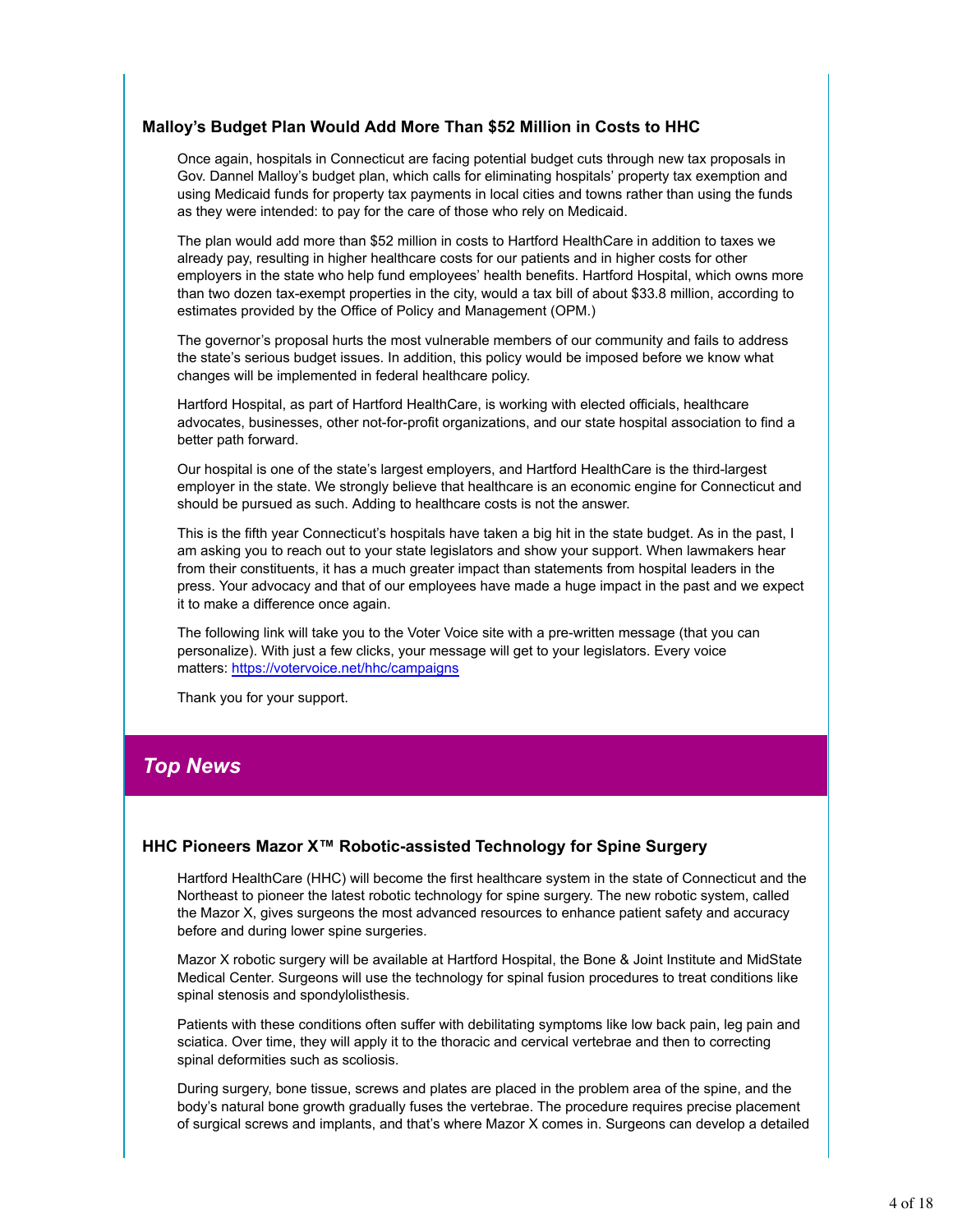### Malloy's Budget Plan Would Add More Than $52 Million in Costs to HHC

Once again, hospitals in Connecticut are facing potential budget cuts through new tax proposals in Gov. Dannel Malloy's budget plan, which calls for eliminating hospitals' property tax exemption and using Medicaid funds for property tax payments in local cities and towns rather than using the funds as they were intended: to pay for the care of those who rely on Medicaid.

The plan would add more than $52 million in costs to Hartford HealthCare in addition to taxes we already pay, resulting in higher healthcare costs for our patients and in higher costs for other employers in the state who help fund employees' health benefits. Hartford Hospital, which owns more than two dozen tax-exempt properties in the city, would a tax bill of about $33.8 million, according to estimates provided by the Office of Policy and Management (OPM.)

The governor's proposal hurts the most vulnerable members of our community and fails to address the state's serious budget issues. In addition, this policy would be imposed before we know what changes will be implemented in federal healthcare policy.

Hartford Hospital, as part of Hartford HealthCare, is working with elected officials, healthcare advocates, businesses, other not-for-profit organizations, and our state hospital association to find a better path forward.

Our hospital is one of the state's largest employers, and Hartford HealthCare is the third-largest employer in the state. We strongly believe that healthcare is an economic engine for Connecticut and should be pursued as such. Adding to healthcare costs is not the answer.

This is the fifth year Connecticut's hospitals have taken a big hit in the state budget. As in the past, I am asking you to reach out to your state legislators and show your support. When lawmakers hear from their constituents, it has a much greater impact than statements from hospital leaders in the press. Your advocacy and that of our employees have made a huge impact in the past and we expect it to make a difference once again.

The following link will take you to the Voter Voice site with a pre-written message (that you can personalize). With just a few clicks, your message will get to your legislators. Every voice matters: https://votervoice.net/hhc/campaigns

Thank you for your support.

## *Top News*

### HHC Pioneers Mazor X™ Robotic-assisted Technology for Spine Surgery

Hartford HealthCare (HHC) will become the first healthcare system in the state of Connecticut and the Northeast to pioneer the latest robotic technology for spine surgery. The new robotic system, called the Mazor X, gives surgeons the most advanced resources to enhance patient safety and accuracy before and during lower spine surgeries.

Mazor X robotic surgery will be available at Hartford Hospital, the Bone & Joint Institute and MidState Medical Center. Surgeons will use the technology for spinal fusion procedures to treat conditions like spinal stenosis and spondylolisthesis.

Patients with these conditions often suffer with debilitating symptoms like low back pain, leg pain and sciatica. Over time, they will apply it to the thoracic and cervical vertebrae and then to correcting spinal deformities such as scoliosis.

During surgery, bone tissue, screws and plates are placed in the problem area of the spine, and the body's natural bone growth gradually fuses the vertebrae. The procedure requires precise placement of surgical screws and implants, and that's where Mazor X comes in. Surgeons can develop a detailed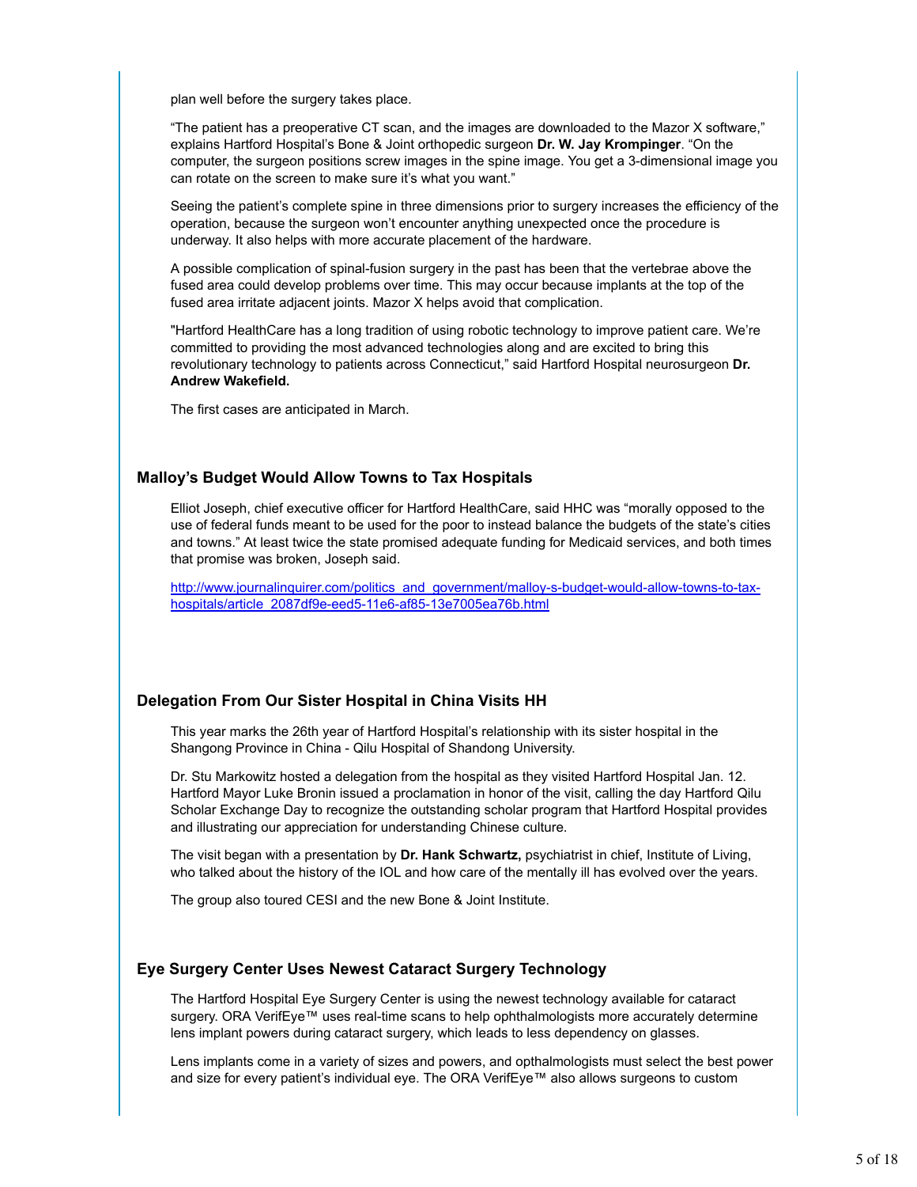plan well before the surgery takes place.

“The patient has a preoperative CT scan, and the images are downloaded to the Mazor X software,” explains Hartford Hospital’s Bone & Joint orthopedic surgeon **Dr. W. Jay Krompinger**. “On the computer, the surgeon positions screw images in the spine image. You get a 3-dimensional image you can rotate on the screen to make sure it’s what you want.”

Seeing the patient’s complete spine in three dimensions prior to surgery increases the efficiency of the operation, because the surgeon won’t encounter anything unexpected once the procedure is underway. It also helps with more accurate placement of the hardware.

A possible complication of spinal-fusion surgery in the past has been that the vertebrae above the fused area could develop problems over time. This may occur because implants at the top of the fused area irritate adjacent joints. Mazor X helps avoid that complication.

"Hartford HealthCare has a long tradition of using robotic technology to improve patient care. We’re committed to providing the most advanced technologies along and are excited to bring this revolutionary technology to patients across Connecticut,” said Hartford Hospital neurosurgeon **Dr. Andrew Wakefield.**

The first cases are anticipated in March.

### Malloy’s Budget Would Allow Towns to Tax Hospitals

Elliot Joseph, chief executive officer for Hartford HealthCare, said HHC was “morally opposed to the use of federal funds meant to be used for the poor to instead balance the budgets of the state’s cities and towns.” At least twice the state promised adequate funding for Medicaid services, and both times that promise was broken, Joseph said.

http://www.journalinquirer.com/politics_and_government/malloy-s-budget-would-allow-towns-to-tax-hospitals/article_2087df9e-eed5-11e6-af85-13e7005ea76b.html

### Delegation From Our Sister Hospital in China Visits HH

This year marks the 26th year of Hartford Hospital’s relationship with its sister hospital in the Shangong Province in China - Qilu Hospital of Shandong University.

Dr. Stu Markowitz hosted a delegation from the hospital as they visited Hartford Hospital Jan. 12. Hartford Mayor Luke Bronin issued a proclamation in honor of the visit, calling the day Hartford Qilu Scholar Exchange Day to recognize the outstanding scholar program that Hartford Hospital provides and illustrating our appreciation for understanding Chinese culture.

The visit began with a presentation by **Dr. Hank Schwartz,** psychiatrist in chief, Institute of Living, who talked about the history of the IOL and how care of the mentally ill has evolved over the years.

The group also toured CESI and the new Bone & Joint Institute.

### Eye Surgery Center Uses Newest Cataract Surgery Technology

The Hartford Hospital Eye Surgery Center is using the newest technology available for cataract surgery. ORA VerifEye™ uses real-time scans to help ophthalmologists more accurately determine lens implant powers during cataract surgery, which leads to less dependency on glasses.

Lens implants come in a variety of sizes and powers, and opthalmologists must select the best power and size for every patient’s individual eye. The ORA VerifEye™ also allows surgeons to custom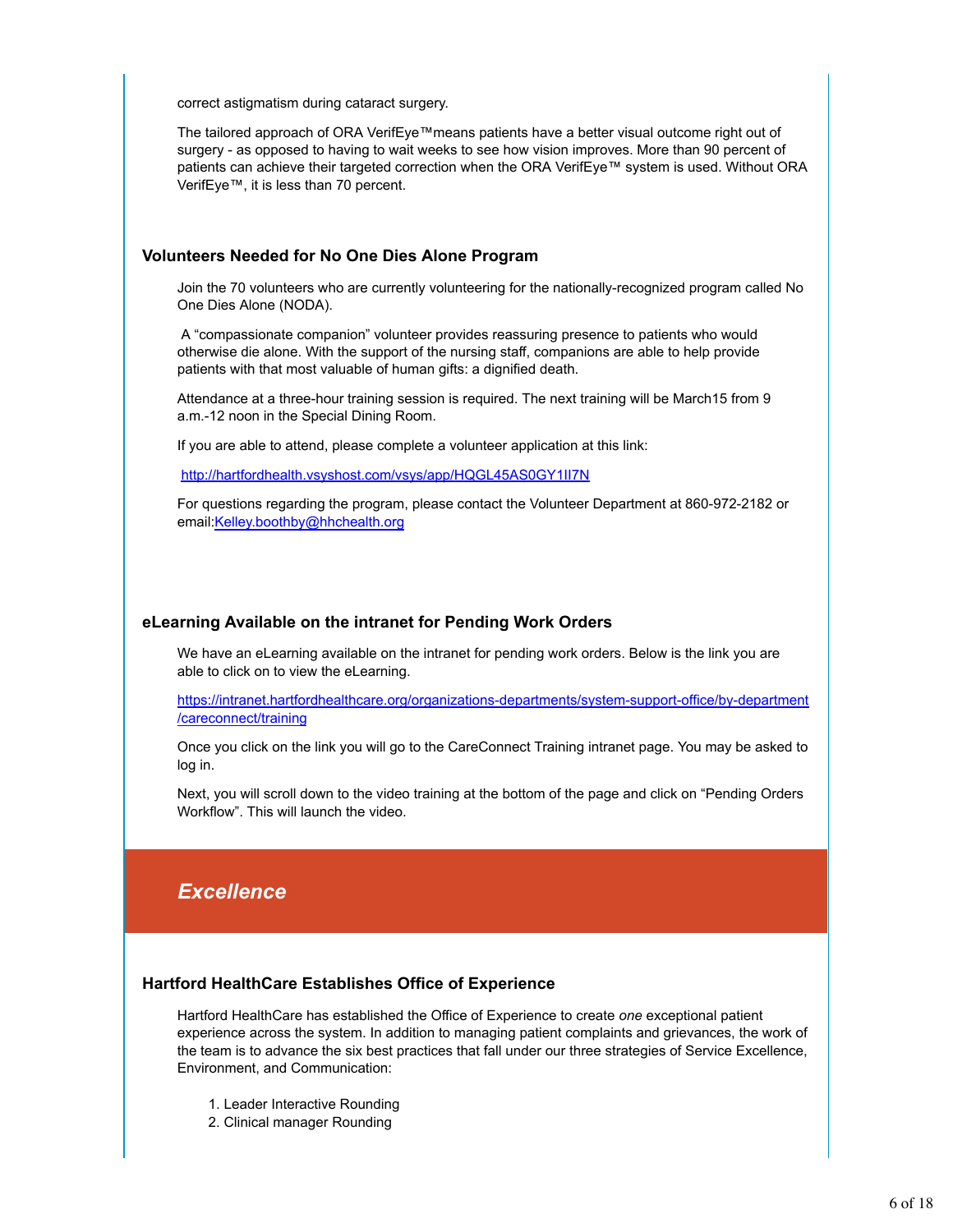correct astigmatism during cataract surgery.

The tailored approach of ORA VerifEye™means patients have a better visual outcome right out of surgery - as opposed to having to wait weeks to see how vision improves. More than 90 percent of patients can achieve their targeted correction when the ORA VerifEye™ system is used. Without ORA VerifEye™, it is less than 70 percent.

### Volunteers Needed for No One Dies Alone Program

Join the 70 volunteers who are currently volunteering for the nationally-recognized program called No One Dies Alone (NODA).

A "compassionate companion" volunteer provides reassuring presence to patients who would otherwise die alone. With the support of the nursing staff, companions are able to help provide patients with that most valuable of human gifts: a dignified death.

Attendance at a three-hour training session is required. The next training will be March15 from 9 a.m.-12 noon in the Special Dining Room.

If you are able to attend, please complete a volunteer application at this link:

http://hartfordhealth.vsyshost.com/vsys/app/HQGL45AS0GY1II7N

For questions regarding the program, please contact the Volunteer Department at 860-972-2182 or email:Kelley.boothby@hhchealth.org

### eLearning Available on the intranet for Pending Work Orders

We have an eLearning available on the intranet for pending work orders. Below is the link you are able to click on to view the eLearning.

https://intranet.hartfordhealthcare.org/organizations-departments/system-support-office/by-department/careconnect/training

Once you click on the link you will go to the CareConnect Training intranet page. You may be asked to log in.

Next, you will scroll down to the video training at the bottom of the page and click on "Pending Orders Workflow". This will launch the video.

## *Excellence*

### Hartford HealthCare Establishes Office of Experience

Hartford HealthCare has established the Office of Experience to create *one* exceptional patient experience across the system. In addition to managing patient complaints and grievances, the work of the team is to advance the six best practices that fall under our three strategies of Service Excellence, Environment, and Communication:

1. Leader Interactive Rounding
2. Clinical manager Rounding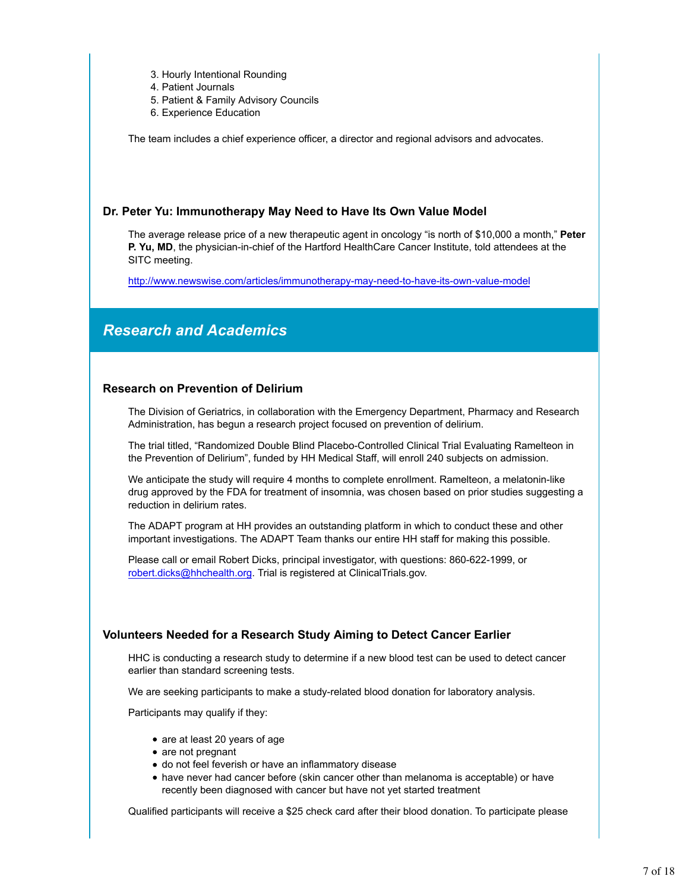3. Hourly Intentional Rounding
4. Patient Journals
5. Patient & Family Advisory Councils
6. Experience Education

The team includes a chief experience officer, a director and regional advisors and advocates.

### Dr. Peter Yu: Immunotherapy May Need to Have Its Own Value Model

The average release price of a new therapeutic agent in oncology "is north of $10,000 a month," **Peter P. Yu, MD**, the physician-in-chief of the Hartford HealthCare Cancer Institute, told attendees at the SITC meeting.

http://www.newswise.com/articles/immunotherapy-may-need-to-have-its-own-value-model

## *Research and Academics*

### Research on Prevention of Delirium

The Division of Geriatrics, in collaboration with the Emergency Department, Pharmacy and Research Administration, has begun a research project focused on prevention of delirium.

The trial titled, "Randomized Double Blind Placebo-Controlled Clinical Trial Evaluating Ramelteon in the Prevention of Delirium", funded by HH Medical Staff, will enroll 240 subjects on admission.

We anticipate the study will require 4 months to complete enrollment. Ramelteon, a melatonin-like drug approved by the FDA for treatment of insomnia, was chosen based on prior studies suggesting a reduction in delirium rates.

The ADAPT program at HH provides an outstanding platform in which to conduct these and other important investigations. The ADAPT Team thanks our entire HH staff for making this possible.

Please call or email Robert Dicks, principal investigator, with questions: 860-622-1999, or robert.dicks@hhchealth.org. Trial is registered at ClinicalTrials.gov.

### Volunteers Needed for a Research Study Aiming to Detect Cancer Earlier

HHC is conducting a research study to determine if a new blood test can be used to detect cancer earlier than standard screening tests.

We are seeking participants to make a study-related blood donation for laboratory analysis.

Participants may qualify if they:

- are at least 20 years of age
- are not pregnant
- do not feel feverish or have an inflammatory disease
- have never had cancer before (skin cancer other than melanoma is acceptable) or have recently been diagnosed with cancer but have not yet started treatment

Qualified participants will receive a $25 check card after their blood donation. To participate please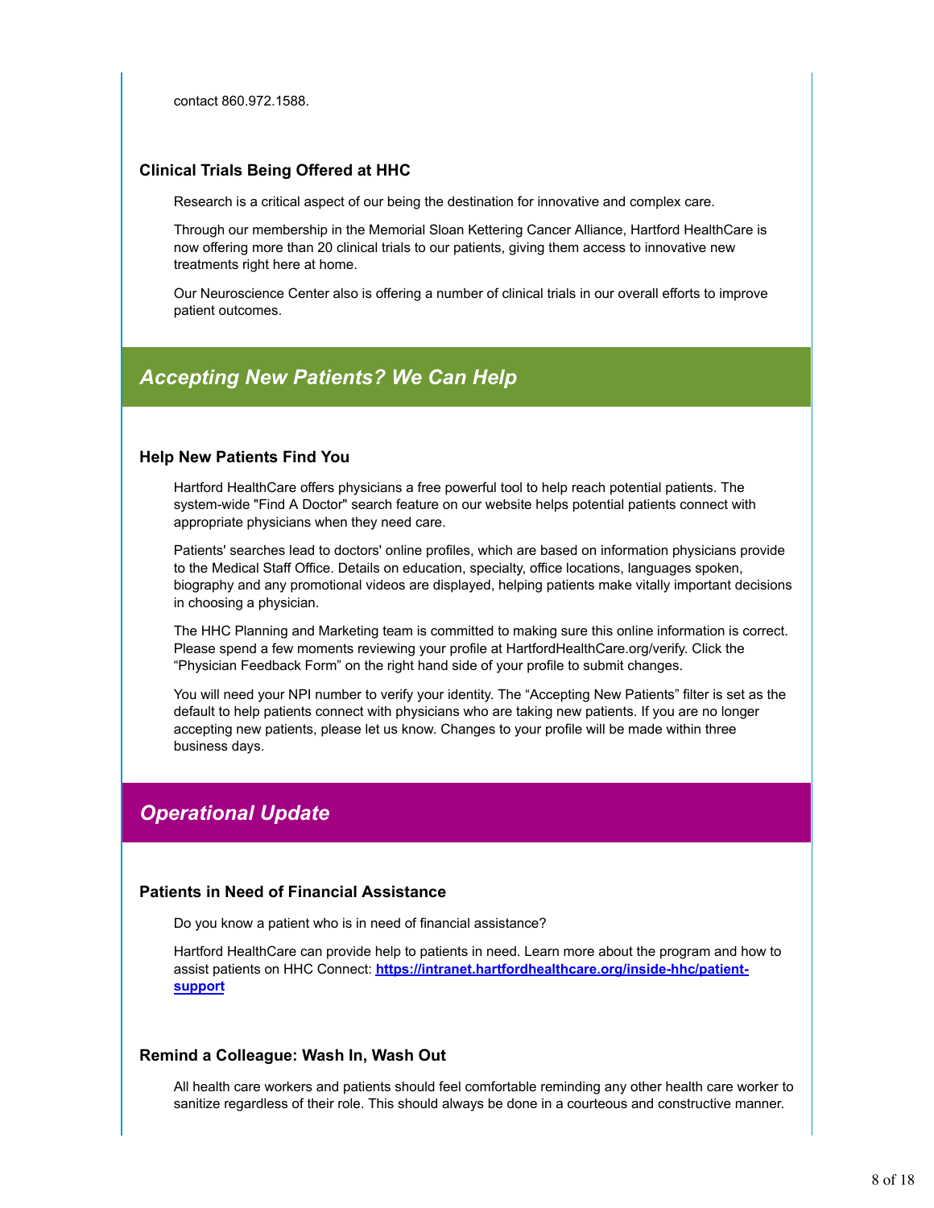contact 860.972.1588.

### Clinical Trials Being Offered at HHC

Research is a critical aspect of our being the destination for innovative and complex care.

Through our membership in the Memorial Sloan Kettering Cancer Alliance, Hartford HealthCare is now offering more than 20 clinical trials to our patients, giving them access to innovative new treatments right here at home.

Our Neuroscience Center also is offering a number of clinical trials in our overall efforts to improve patient outcomes.

## *Accepting New Patients? We Can Help*

### Help New Patients Find You

Hartford HealthCare offers physicians a free powerful tool to help reach potential patients. The system-wide "Find A Doctor" search feature on our website helps potential patients connect with appropriate physicians when they need care.

Patients' searches lead to doctors' online profiles, which are based on information physicians provide to the Medical Staff Office. Details on education, specialty, office locations, languages spoken, biography and any promotional videos are displayed, helping patients make vitally important decisions in choosing a physician.

The HHC Planning and Marketing team is committed to making sure this online information is correct. Please spend a few moments reviewing your profile at HartfordHealthCare.org/verify. Click the “Physician Feedback Form” on the right hand side of your profile to submit changes.

You will need your NPI number to verify your identity. The “Accepting New Patients” filter is set as the default to help patients connect with physicians who are taking new patients. If you are no longer accepting new patients, please let us know. Changes to your profile will be made within three business days.

## *Operational Update*

### Patients in Need of Financial Assistance

Do you know a patient who is in need of financial assistance?

Hartford HealthCare can provide help to patients in need. Learn more about the program and how to assist patients on HHC Connect: **https://intranet.hartfordhealthcare.org/inside-hhc/patient-support**

### Remind a Colleague: Wash In, Wash Out

All health care workers and patients should feel comfortable reminding any other health care worker to sanitize regardless of their role. This should always be done in a courteous and constructive manner.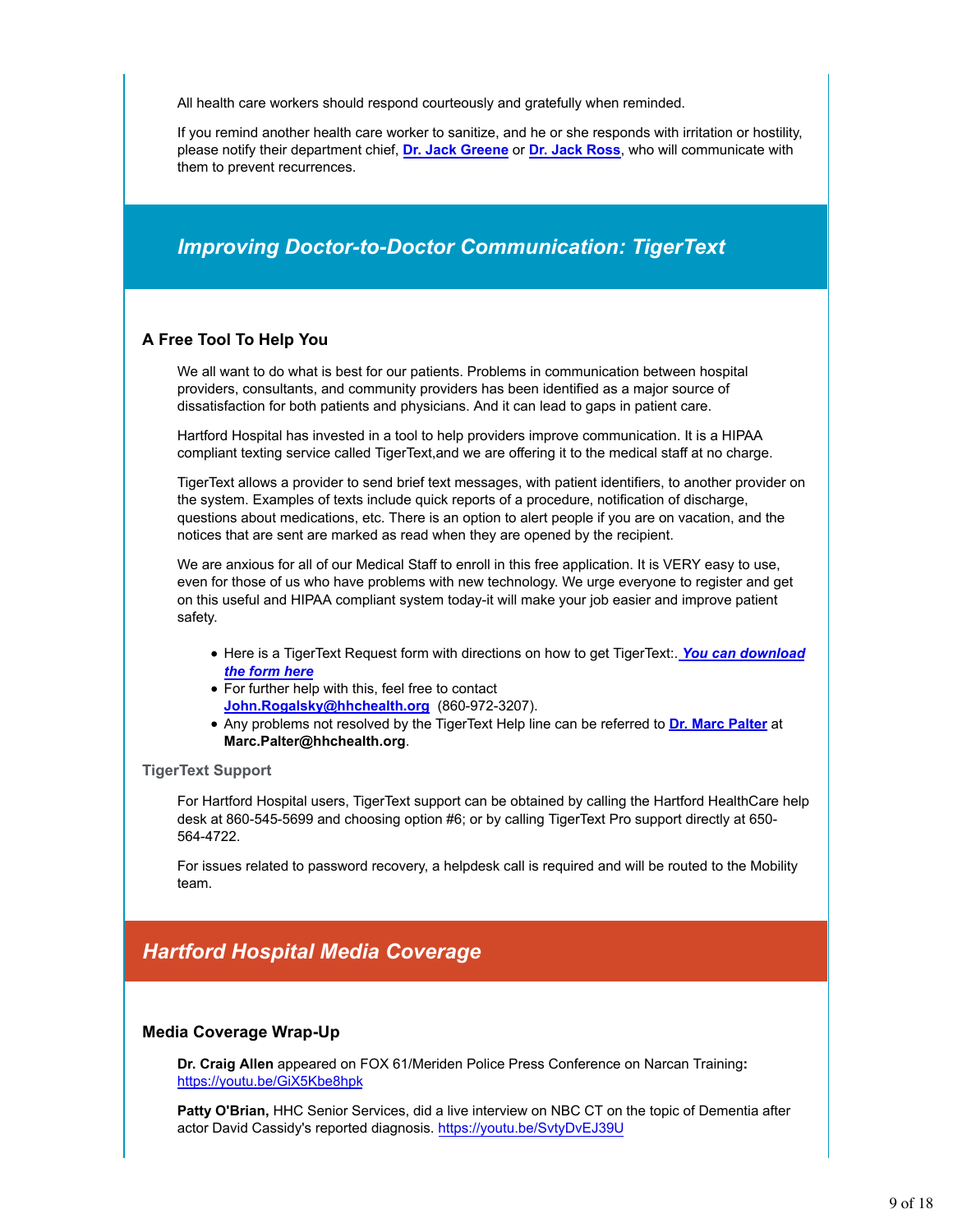All health care workers should respond courteously and gratefully when reminded.

If you remind another health care worker to sanitize, and he or she responds with irritation or hostility, please notify their department chief, **Dr. Jack Greene** or **Dr. Jack Ross**, who will communicate with them to prevent recurrences.

## *Improving Doctor-to-Doctor Communication: TigerText*

### A Free Tool To Help You

We all want to do what is best for our patients. Problems in communication between hospital providers, consultants, and community providers has been identified as a major source of dissatisfaction for both patients and physicians. And it can lead to gaps in patient care.

Hartford Hospital has invested in a tool to help providers improve communication. It is a HIPAA compliant texting service called TigerText,and we are offering it to the medical staff at no charge.

TigerText allows a provider to send brief text messages, with patient identifiers, to another provider on the system. Examples of texts include quick reports of a procedure, notification of discharge, questions about medications, etc. There is an option to alert people if you are on vacation, and the notices that are sent are marked as read when they are opened by the recipient.

We are anxious for all of our Medical Staff to enroll in this free application. It is VERY easy to use, even for those of us who have problems with new technology. We urge everyone to register and get on this useful and HIPAA compliant system today-it will make your job easier and improve patient safety.

- Here is a TigerText Request form with directions on how to get TigerText:. ***You can download the form here***
- For further help with this, feel free to contact **John.Rogalsky@hhchealth.org** (860-972-3207).
- Any problems not resolved by the TigerText Help line can be referred to **Dr. Marc Palter** at **Marc.Palter@hhchealth.org**.

### TigerText Support

For Hartford Hospital users, TigerText support can be obtained by calling the Hartford HealthCare help desk at 860-545-5699 and choosing option #6; or by calling TigerText Pro support directly at 650-564-4722.

For issues related to password recovery, a helpdesk call is required and will be routed to the Mobility team.

## *Hartford Hospital Media Coverage*

### Media Coverage Wrap-Up

**Dr. Craig Allen** appeared on FOX 61/Meriden Police Press Conference on Narcan Training**:** https://youtu.be/GiX5Kbe8hpk

**Patty O'Brian,** HHC Senior Services, did a live interview on NBC CT on the topic of Dementia after actor David Cassidy's reported diagnosis. https://youtu.be/SvtyDvEJ39U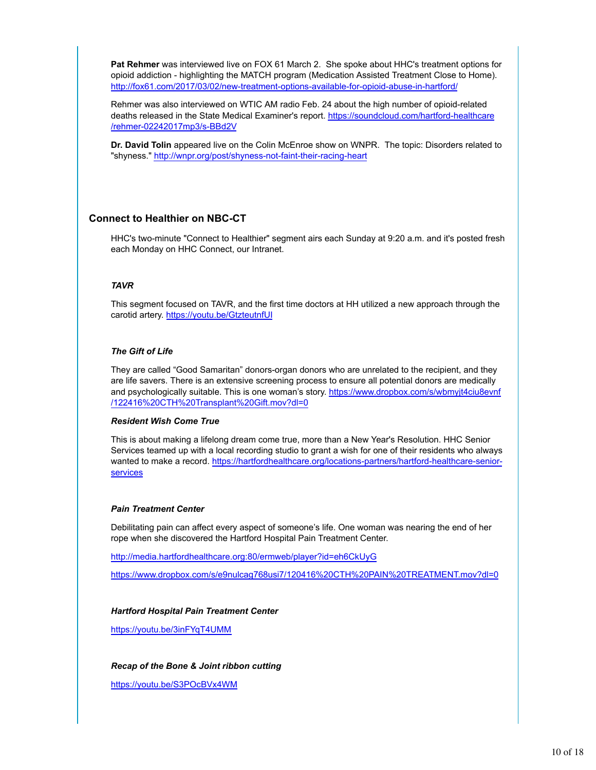**Pat Rehmer** was interviewed live on FOX 61 March 2. She spoke about HHC's treatment options for opioid addiction - highlighting the MATCH program (Medication Assisted Treatment Close to Home). http://fox61.com/2017/03/02/new-treatment-options-available-for-opioid-abuse-in-hartford/

Rehmer was also interviewed on WTIC AM radio Feb. 24 about the high number of opioid-related deaths released in the State Medical Examiner's report. https://soundcloud.com/hartford-healthcare/rehmer-02242017mp3/s-BBd2V

**Dr. David Tolin** appeared live on the Colin McEnroe show on WNPR. The topic: Disorders related to "shyness." http://wnpr.org/post/shyness-not-faint-their-racing-heart

## Connect to Healthier on NBC-CT

HHC's two-minute "Connect to Healthier" segment airs each Sunday at 9:20 a.m. and it's posted fresh each Monday on HHC Connect, our Intranet.

### *TAVR*

This segment focused on TAVR, and the first time doctors at HH utilized a new approach through the carotid artery. https://youtu.be/GtzteutnfUI

### *The Gift of Life*

They are called “Good Samaritan” donors-organ donors who are unrelated to the recipient, and they are life savers. There is an extensive screening process to ensure all potential donors are medically and psychologically suitable. This is one woman’s story. https://www.dropbox.com/s/wbmyjt4ciu8evnf/122416%20CTH%20Transplant%20Gift.mov?dl=0

### *Resident Wish Come True*

This is about making a lifelong dream come true, more than a New Year's Resolution. HHC Senior Services teamed up with a local recording studio to grant a wish for one of their residents who always wanted to make a record. https://hartfordhealthcare.org/locations-partners/hartford-healthcare-senior-services

### *Pain Treatment Center*

Debilitating pain can affect every aspect of someone’s life. One woman was nearing the end of her rope when she discovered the Hartford Hospital Pain Treatment Center.

http://media.hartfordhealthcare.org:80/ermweb/player?id=eh6CkUyG

https://www.dropbox.com/s/e9nulcag768usi7/120416%20CTH%20PAIN%20TREATMENT.mov?dl=0

### *Hartford Hospital Pain Treatment Center*

https://youtu.be/3inFYqT4UMM

### *Recap of the Bone & Joint ribbon cutting*

https://youtu.be/S3POcBVx4WM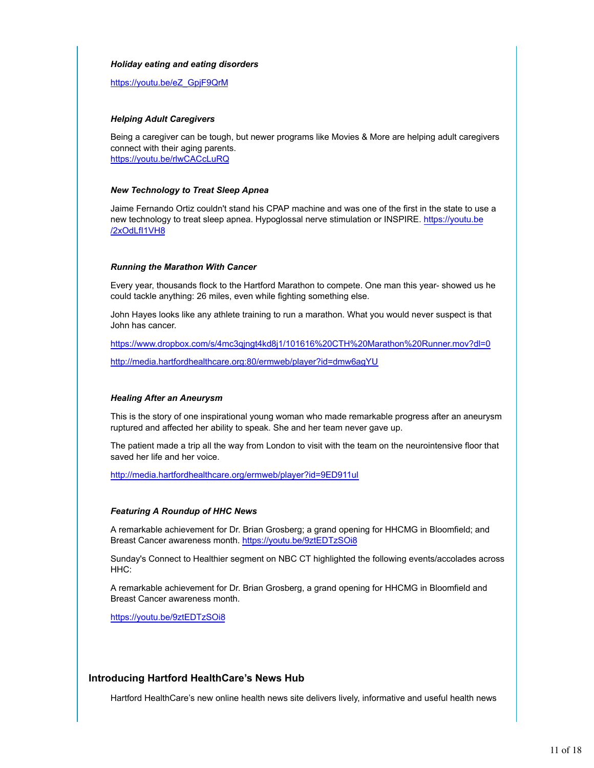***Holiday eating and eating disorders***

https://youtu.be/eZ_GpjF9QrM

***Helping Adult Caregivers***

Being a caregiver can be tough, but newer programs like Movies & More are helping adult caregivers connect with their aging parents.
https://youtu.be/rlwCACcLuRQ

***New Technology to Treat Sleep Apnea***

Jaime Fernando Ortiz couldn't stand his CPAP machine and was one of the first in the state to use a new technology to treat sleep apnea. Hypoglossal nerve stimulation or INSPIRE. https://youtu.be/2xOdLfI1VH8

***Running the Marathon With Cancer***

Every year, thousands flock to the Hartford Marathon to compete. One man this year- showed us he could tackle anything: 26 miles, even while fighting something else.

John Hayes looks like any athlete training to run a marathon. What you would never suspect is that John has cancer.

https://www.dropbox.com/s/4mc3qjngt4kd8j1/101616%20CTH%20Marathon%20Runner.mov?dl=0

http://media.hartfordhealthcare.org:80/ermweb/player?id=dmw6agYU

***Healing After an Aneurysm***

This is the story of one inspirational young woman who made remarkable progress after an aneurysm ruptured and affected her ability to speak. She and her team never gave up.

The patient made a trip all the way from London to visit with the team on the neurointensive floor that saved her life and her voice.

http://media.hartfordhealthcare.org/ermweb/player?id=9ED911ul

***Featuring A Roundup of HHC News***

A remarkable achievement for Dr. Brian Grosberg; a grand opening for HHCMG in Bloomfield; and Breast Cancer awareness month. https://youtu.be/9ztEDTzSOi8

Sunday's Connect to Healthier segment on NBC CT highlighted the following events/accolades across HHC:

A remarkable achievement for Dr. Brian Grosberg, a grand opening for HHCMG in Bloomfield and Breast Cancer awareness month.

https://youtu.be/9ztEDTzSOi8

## Introducing Hartford HealthCare's News Hub

Hartford HealthCare's new online health news site delivers lively, informative and useful health news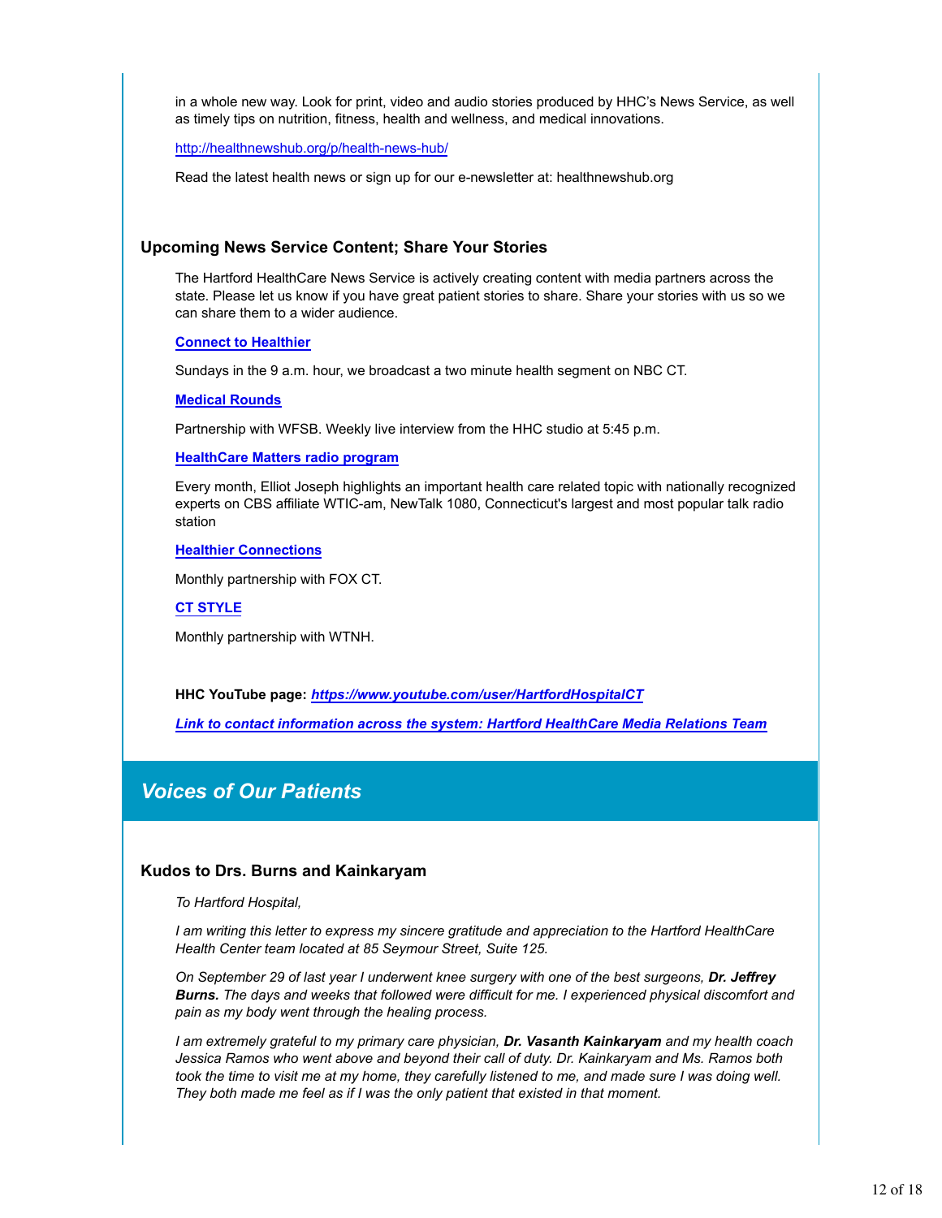in a whole new way. Look for print, video and audio stories produced by HHC's News Service, as well as timely tips on nutrition, fitness, health and wellness, and medical innovations.

http://healthnewshub.org/p/health-news-hub/

Read the latest health news or sign up for our e-newsletter at: healthnewshub.org

### Upcoming News Service Content; Share Your Stories

The Hartford HealthCare News Service is actively creating content with media partners across the state. Please let us know if you have great patient stories to share. Share your stories with us so we can share them to a wider audience.

**Connect to Healthier**

Sundays in the 9 a.m. hour, we broadcast a two minute health segment on NBC CT.

**Medical Rounds**

Partnership with WFSB. Weekly live interview from the HHC studio at 5:45 p.m.

**HealthCare Matters radio program**

Every month, Elliot Joseph highlights an important health care related topic with nationally recognized experts on CBS affiliate WTIC-am, NewTalk 1080, Connecticut's largest and most popular talk radio station

**Healthier Connections**

Monthly partnership with FOX CT.

**CT STYLE**

Monthly partnership with WTNH.

**HHC YouTube page:** ***https://www.youtube.com/user/HartfordHospitalCT***

***Link to contact information across the system: Hartford HealthCare Media Relations Team***

## *Voices of Our Patients*

### Kudos to Drs. Burns and Kainkaryam

*To Hartford Hospital,*

*I am writing this letter to express my sincere gratitude and appreciation to the Hartford HealthCare Health Center team located at 85 Seymour Street, Suite 125.*

*On September 29 of last year I underwent knee surgery with one of the best surgeons, **Dr. Jeffrey Burns.** The days and weeks that followed were difficult for me. I experienced physical discomfort and pain as my body went through the healing process.*

*I am extremely grateful to my primary care physician, **Dr. Vasanth Kainkaryam** and my health coach Jessica Ramos who went above and beyond their call of duty. Dr. Kainkaryam and Ms. Ramos both took the time to visit me at my home, they carefully listened to me, and made sure I was doing well. They both made me feel as if I was the only patient that existed in that moment.*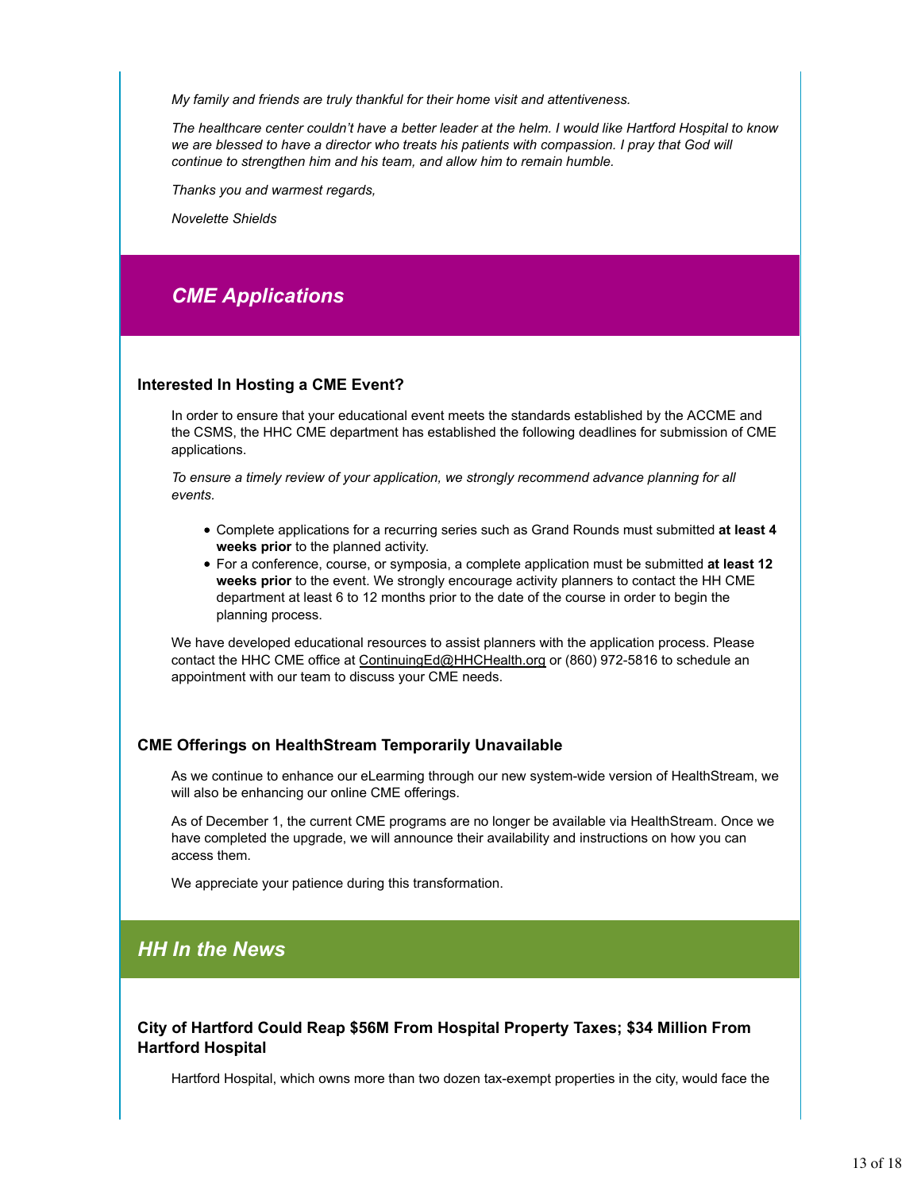*My family and friends are truly thankful for their home visit and attentiveness.*

*The healthcare center couldn't have a better leader at the helm. I would like Hartford Hospital to know we are blessed to have a director who treats his patients with compassion. I pray that God will continue to strengthen him and his team, and allow him to remain humble.*

*Thanks you and warmest regards,*

*Novelette Shields*

## *CME Applications*

### Interested In Hosting a CME Event?

In order to ensure that your educational event meets the standards established by the ACCME and the CSMS, the HHC CME department has established the following deadlines for submission of CME applications.

*To ensure a timely review of your application, we strongly recommend advance planning for all events.*

- Complete applications for a recurring series such as Grand Rounds must submitted **at least 4 weeks prior** to the planned activity.
- For a conference, course, or symposia, a complete application must be submitted **at least 12 weeks prior** to the event. We strongly encourage activity planners to contact the HH CME department at least 6 to 12 months prior to the date of the course in order to begin the planning process.

We have developed educational resources to assist planners with the application process. Please contact the HHC CME office at ContinuingEd@HHCHealth.org or (860) 972-5816 to schedule an appointment with our team to discuss your CME needs.

### CME Offerings on HealthStream Temporarily Unavailable

As we continue to enhance our eLearning through our new system-wide version of HealthStream, we will also be enhancing our online CME offerings.

As of December 1, the current CME programs are no longer be available via HealthStream. Once we have completed the upgrade, we will announce their availability and instructions on how you can access them.

We appreciate your patience during this transformation.

## *HH In the News*

### City of Hartford Could Reap $56M From Hospital Property Taxes; $34 Million From Hartford Hospital

Hartford Hospital, which owns more than two dozen tax-exempt properties in the city, would face the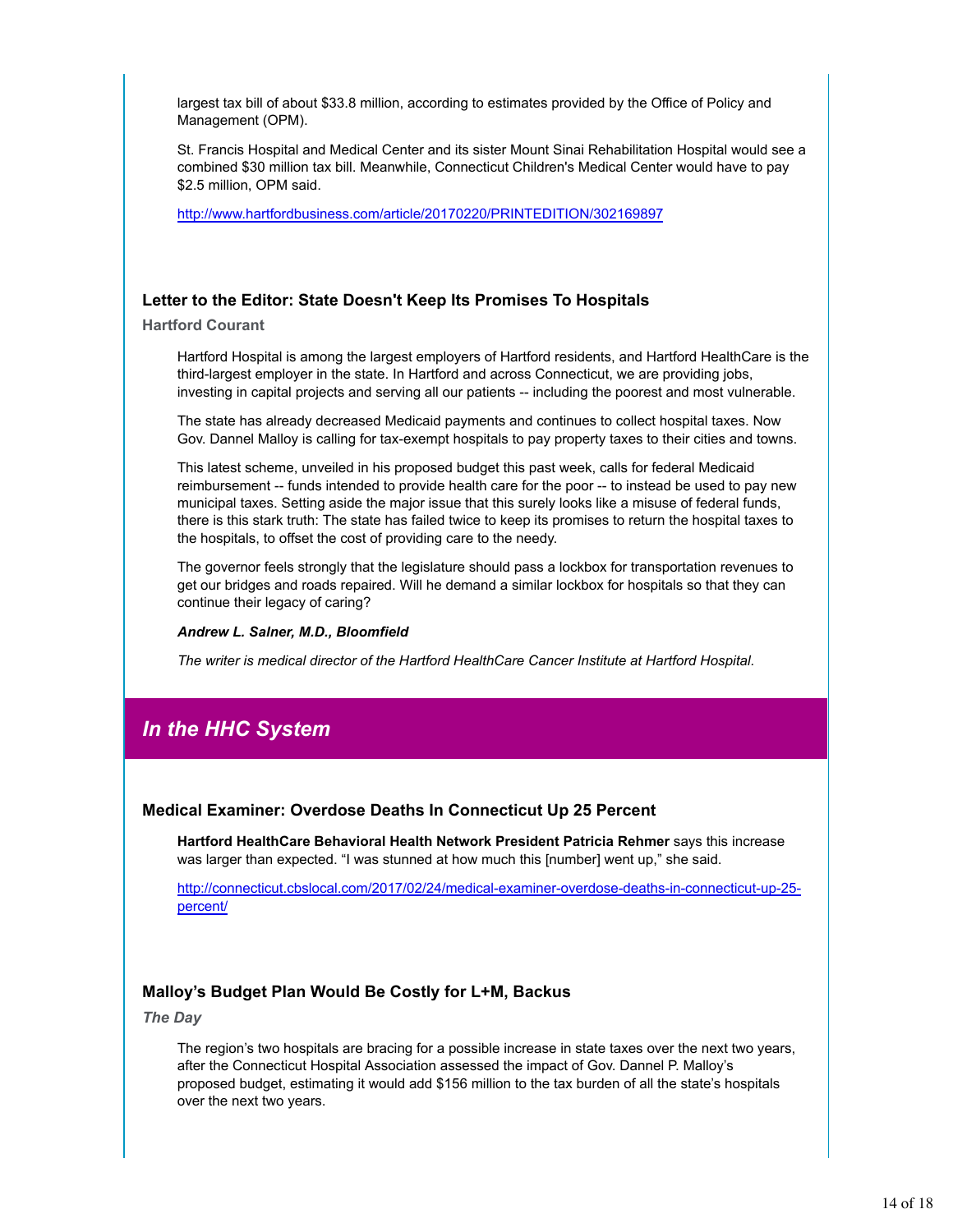largest tax bill of about $33.8 million, according to estimates provided by the Office of Policy and Management (OPM).

St. Francis Hospital and Medical Center and its sister Mount Sinai Rehabilitation Hospital would see a combined $30 million tax bill. Meanwhile, Connecticut Children's Medical Center would have to pay $2.5 million, OPM said.

http://www.hartfordbusiness.com/article/20170220/PRINTEDITION/302169897

### Letter to the Editor: State Doesn't Keep Its Promises To Hospitals

**Hartford Courant**

Hartford Hospital is among the largest employers of Hartford residents, and Hartford HealthCare is the third-largest employer in the state. In Hartford and across Connecticut, we are providing jobs, investing in capital projects and serving all our patients -- including the poorest and most vulnerable.

The state has already decreased Medicaid payments and continues to collect hospital taxes. Now Gov. Dannel Malloy is calling for tax-exempt hospitals to pay property taxes to their cities and towns.

This latest scheme, unveiled in his proposed budget this past week, calls for federal Medicaid reimbursement -- funds intended to provide health care for the poor -- to instead be used to pay new municipal taxes. Setting aside the major issue that this surely looks like a misuse of federal funds, there is this stark truth: The state has failed twice to keep its promises to return the hospital taxes to the hospitals, to offset the cost of providing care to the needy.

The governor feels strongly that the legislature should pass a lockbox for transportation revenues to get our bridges and roads repaired. Will he demand a similar lockbox for hospitals so that they can continue their legacy of caring?

***Andrew L. Salner, M.D., Bloomfield***

*The writer is medical director of the Hartford HealthCare Cancer Institute at Hartford Hospital.*

## *In the HHC System*

### Medical Examiner: Overdose Deaths In Connecticut Up 25 Percent

**Hartford HealthCare Behavioral Health Network President Patricia Rehmer** says this increase was larger than expected. “I was stunned at how much this [number] went up,” she said.

http://connecticut.cbslocal.com/2017/02/24/medical-examiner-overdose-deaths-in-connecticut-up-25-percent/

### Malloy’s Budget Plan Would Be Costly for L+M, Backus

***The Day***

The region’s two hospitals are bracing for a possible increase in state taxes over the next two years, after the Connecticut Hospital Association assessed the impact of Gov. Dannel P. Malloy’s proposed budget, estimating it would add $156 million to the tax burden of all the state’s hospitals over the next two years.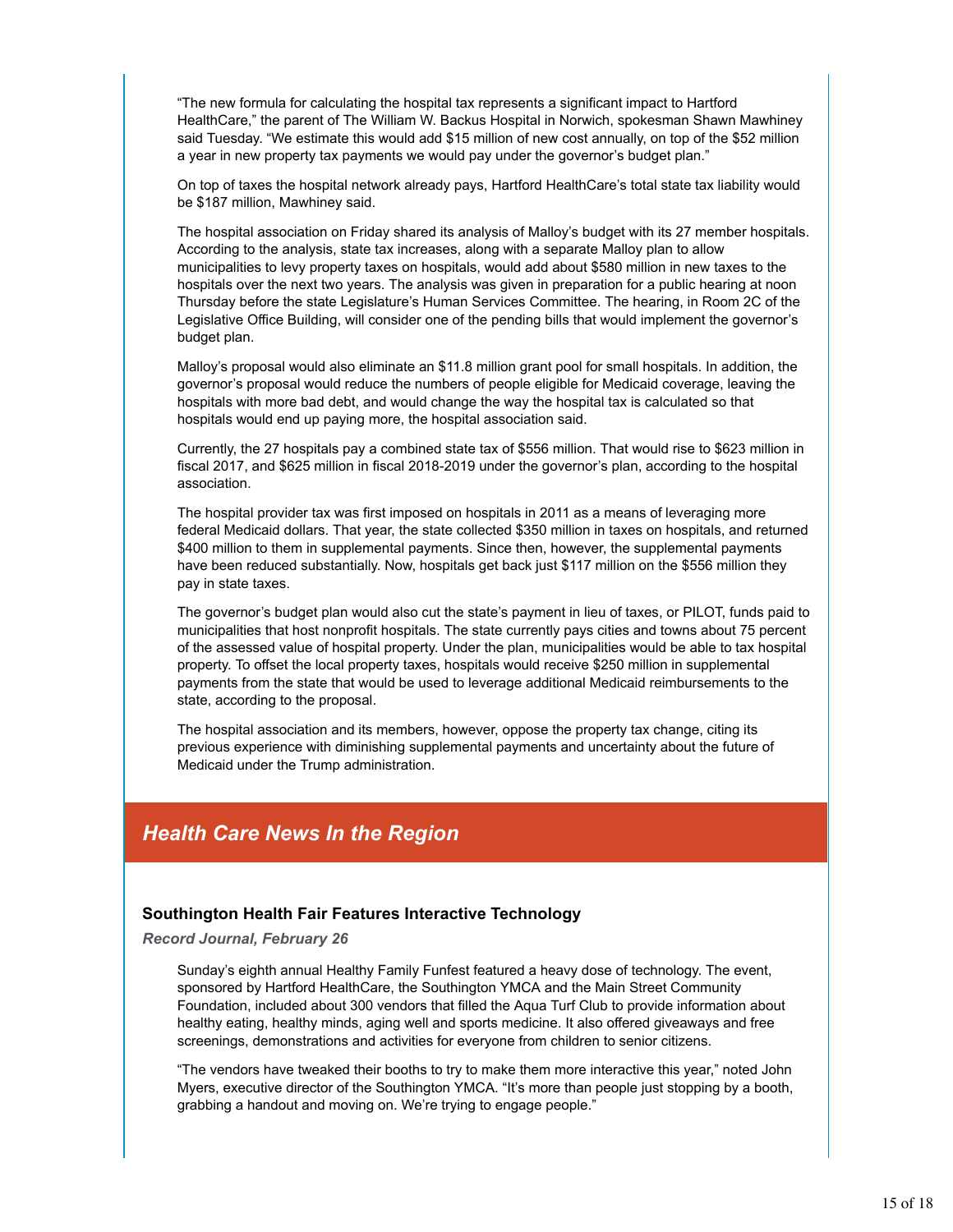"The new formula for calculating the hospital tax represents a significant impact to Hartford HealthCare," the parent of The William W. Backus Hospital in Norwich, spokesman Shawn Mawhiney said Tuesday. "We estimate this would add $15 million of new cost annually, on top of the $52 million a year in new property tax payments we would pay under the governor's budget plan."

On top of taxes the hospital network already pays, Hartford HealthCare's total state tax liability would be $187 million, Mawhiney said.

The hospital association on Friday shared its analysis of Malloy's budget with its 27 member hospitals. According to the analysis, state tax increases, along with a separate Malloy plan to allow municipalities to levy property taxes on hospitals, would add about $580 million in new taxes to the hospitals over the next two years. The analysis was given in preparation for a public hearing at noon Thursday before the state Legislature's Human Services Committee. The hearing, in Room 2C of the Legislative Office Building, will consider one of the pending bills that would implement the governor's budget plan.

Malloy's proposal would also eliminate an $11.8 million grant pool for small hospitals. In addition, the governor's proposal would reduce the numbers of people eligible for Medicaid coverage, leaving the hospitals with more bad debt, and would change the way the hospital tax is calculated so that hospitals would end up paying more, the hospital association said.

Currently, the 27 hospitals pay a combined state tax of $556 million. That would rise to $623 million in fiscal 2017, and $625 million in fiscal 2018-2019 under the governor's plan, according to the hospital association.

The hospital provider tax was first imposed on hospitals in 2011 as a means of leveraging more federal Medicaid dollars. That year, the state collected $350 million in taxes on hospitals, and returned $400 million to them in supplemental payments. Since then, however, the supplemental payments have been reduced substantially. Now, hospitals get back just $117 million on the $556 million they pay in state taxes.

The governor's budget plan would also cut the state's payment in lieu of taxes, or PILOT, funds paid to municipalities that host nonprofit hospitals. The state currently pays cities and towns about 75 percent of the assessed value of hospital property. Under the plan, municipalities would be able to tax hospital property. To offset the local property taxes, hospitals would receive $250 million in supplemental payments from the state that would be used to leverage additional Medicaid reimbursements to the state, according to the proposal.

The hospital association and its members, however, oppose the property tax change, citing its previous experience with diminishing supplemental payments and uncertainty about the future of Medicaid under the Trump administration.

## *Health Care News In the Region*

### Southington Health Fair Features Interactive Technology

***Record Journal, February 26***

Sunday's eighth annual Healthy Family Funfest featured a heavy dose of technology. The event, sponsored by Hartford HealthCare, the Southington YMCA and the Main Street Community Foundation, included about 300 vendors that filled the Aqua Turf Club to provide information about healthy eating, healthy minds, aging well and sports medicine. It also offered giveaways and free screenings, demonstrations and activities for everyone from children to senior citizens.

"The vendors have tweaked their booths to try to make them more interactive this year," noted John Myers, executive director of the Southington YMCA. "It's more than people just stopping by a booth, grabbing a handout and moving on. We're trying to engage people."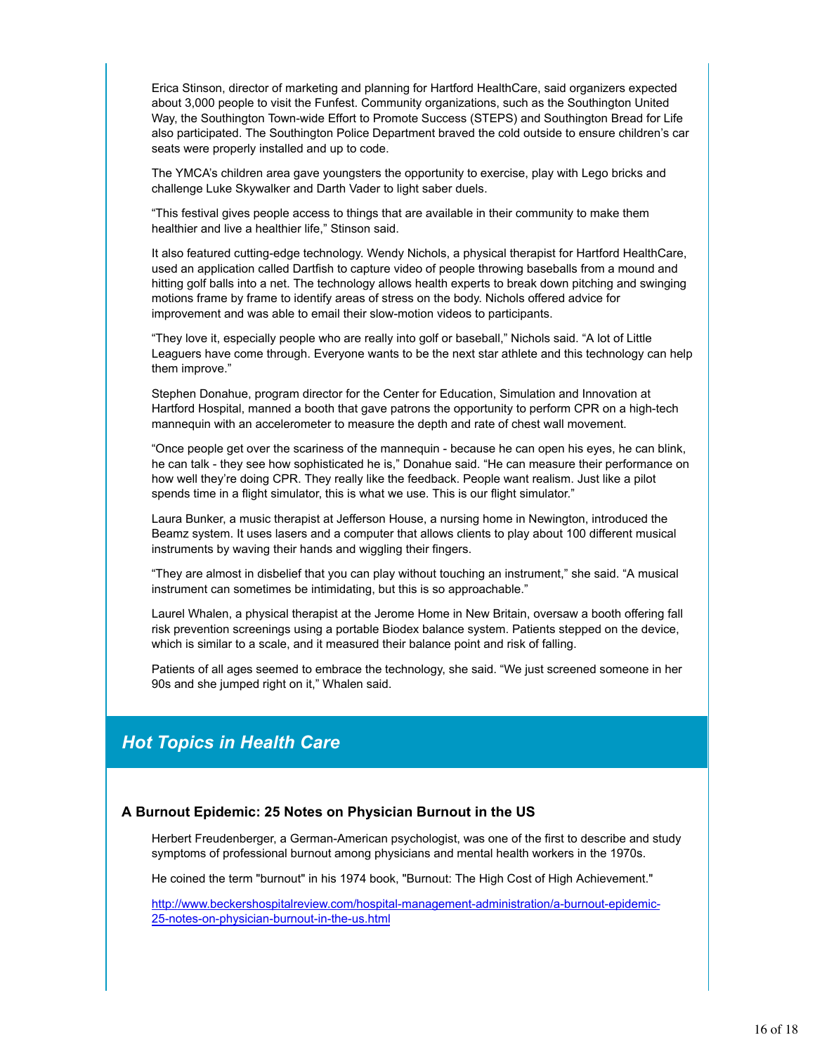Erica Stinson, director of marketing and planning for Hartford HealthCare, said organizers expected about 3,000 people to visit the Funfest. Community organizations, such as the Southington United Way, the Southington Town-wide Effort to Promote Success (STEPS) and Southington Bread for Life also participated. The Southington Police Department braved the cold outside to ensure children's car seats were properly installed and up to code.

The YMCA's children area gave youngsters the opportunity to exercise, play with Lego bricks and challenge Luke Skywalker and Darth Vader to light saber duels.

"This festival gives people access to things that are available in their community to make them healthier and live a healthier life," Stinson said.

It also featured cutting-edge technology. Wendy Nichols, a physical therapist for Hartford HealthCare, used an application called Dartfish to capture video of people throwing baseballs from a mound and hitting golf balls into a net. The technology allows health experts to break down pitching and swinging motions frame by frame to identify areas of stress on the body. Nichols offered advice for improvement and was able to email their slow-motion videos to participants.

"They love it, especially people who are really into golf or baseball," Nichols said. "A lot of Little Leaguers have come through. Everyone wants to be the next star athlete and this technology can help them improve."

Stephen Donahue, program director for the Center for Education, Simulation and Innovation at Hartford Hospital, manned a booth that gave patrons the opportunity to perform CPR on a high-tech mannequin with an accelerometer to measure the depth and rate of chest wall movement.

"Once people get over the scariness of the mannequin - because he can open his eyes, he can blink, he can talk - they see how sophisticated he is," Donahue said. "He can measure their performance on how well they're doing CPR. They really like the feedback. People want realism. Just like a pilot spends time in a flight simulator, this is what we use. This is our flight simulator."

Laura Bunker, a music therapist at Jefferson House, a nursing home in Newington, introduced the Beamz system. It uses lasers and a computer that allows clients to play about 100 different musical instruments by waving their hands and wiggling their fingers.

"They are almost in disbelief that you can play without touching an instrument," she said. "A musical instrument can sometimes be intimidating, but this is so approachable."

Laurel Whalen, a physical therapist at the Jerome Home in New Britain, oversaw a booth offering fall risk prevention screenings using a portable Biodex balance system. Patients stepped on the device, which is similar to a scale, and it measured their balance point and risk of falling.

Patients of all ages seemed to embrace the technology, she said. "We just screened someone in her 90s and she jumped right on it," Whalen said.

## *Hot Topics in Health Care*

### A Burnout Epidemic: 25 Notes on Physician Burnout in the US

Herbert Freudenberger, a German-American psychologist, was one of the first to describe and study symptoms of professional burnout among physicians and mental health workers in the 1970s.

He coined the term "burnout" in his 1974 book, "Burnout: The High Cost of High Achievement."

[http://www.beckershospitalreview.com/hospital-management-administration/a-burnout-epidemic-25-notes-on-physician-burnout-in-the-us.html](http://www.beckershospitalreview.com/hospital-management-administration/a-burnout-epidemic-25-notes-on-physician-burnout-in-the-us.html)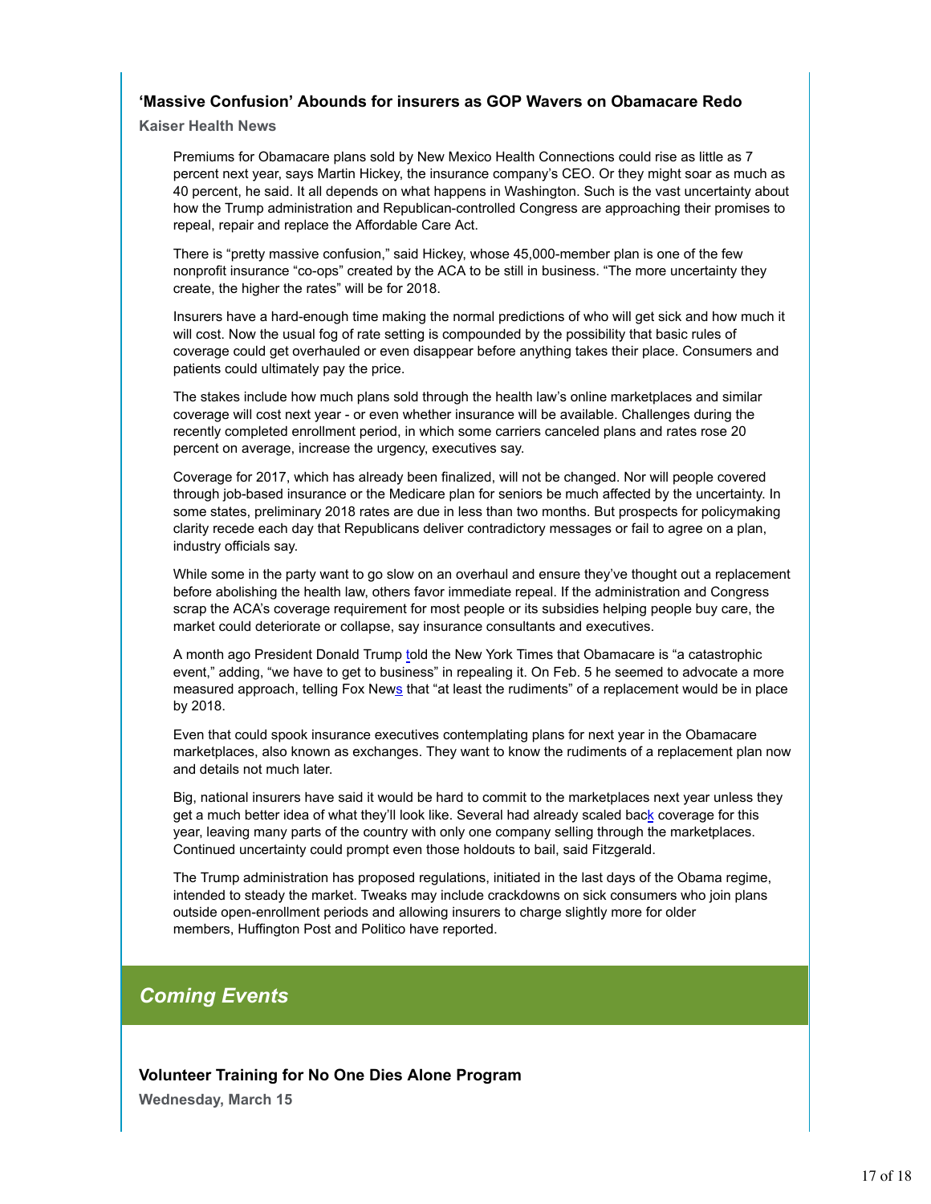### 'Massive Confusion' Abounds for insurers as GOP Wavers on Obamacare Redo

**Kaiser Health News**

Premiums for Obamacare plans sold by New Mexico Health Connections could rise as little as 7 percent next year, says Martin Hickey, the insurance company's CEO. Or they might soar as much as 40 percent, he said. It all depends on what happens in Washington. Such is the vast uncertainty about how the Trump administration and Republican-controlled Congress are approaching their promises to repeal, repair and replace the Affordable Care Act.

There is "pretty massive confusion," said Hickey, whose 45,000-member plan is one of the few nonprofit insurance "co-ops" created by the ACA to be still in business. "The more uncertainty they create, the higher the rates" will be for 2018.

Insurers have a hard-enough time making the normal predictions of who will get sick and how much it will cost. Now the usual fog of rate setting is compounded by the possibility that basic rules of coverage could get overhauled or even disappear before anything takes their place. Consumers and patients could ultimately pay the price.

The stakes include how much plans sold through the health law's online marketplaces and similar coverage will cost next year - or even whether insurance will be available. Challenges during the recently completed enrollment period, in which some carriers canceled plans and rates rose 20 percent on average, increase the urgency, executives say.

Coverage for 2017, which has already been finalized, will not be changed. Nor will people covered through job-based insurance or the Medicare plan for seniors be much affected by the uncertainty. In some states, preliminary 2018 rates are due in less than two months. But prospects for policymaking clarity recede each day that Republicans deliver contradictory messages or fail to agree on a plan, industry officials say.

While some in the party want to go slow on an overhaul and ensure they've thought out a replacement before abolishing the health law, others favor immediate repeal. If the administration and Congress scrap the ACA's coverage requirement for most people or its subsidies helping people buy care, the market could deteriorate or collapse, say insurance consultants and executives.

A month ago President Donald Trump told the New York Times that Obamacare is "a catastrophic event," adding, "we have to get to business" in repealing it. On Feb. 5 he seemed to advocate a more measured approach, telling Fox News that "at least the rudiments" of a replacement would be in place by 2018.

Even that could spook insurance executives contemplating plans for next year in the Obamacare marketplaces, also known as exchanges. They want to know the rudiments of a replacement plan now and details not much later.

Big, national insurers have said it would be hard to commit to the marketplaces next year unless they get a much better idea of what they'll look like. Several had already scaled back coverage for this year, leaving many parts of the country with only one company selling through the marketplaces. Continued uncertainty could prompt even those holdouts to bail, said Fitzgerald.

The Trump administration has proposed regulations, initiated in the last days of the Obama regime, intended to steady the market. Tweaks may include crackdowns on sick consumers who join plans outside open-enrollment periods and allowing insurers to charge slightly more for older members, Huffington Post and Politico have reported.

## *Coming Events*

### Volunteer Training for No One Dies Alone Program

**Wednesday, March 15**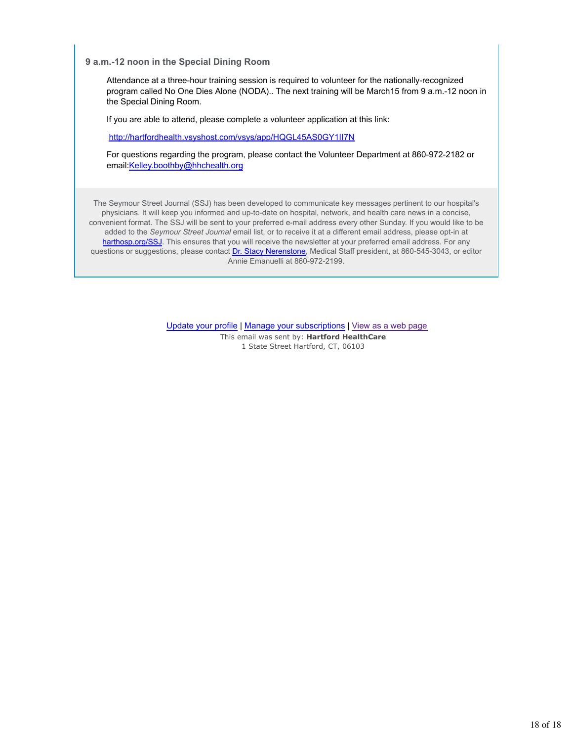**9 a.m.-12 noon in the Special Dining Room**

Attendance at a three-hour training session is required to volunteer for the nationally-recognized program called No One Dies Alone (NODA).. The next training will be March15 from 9 a.m.-12 noon in the Special Dining Room.

If you are able to attend, please complete a volunteer application at this link:

http://hartfordhealth.vsyshost.com/vsys/app/HQGL45AS0GY1lI7N

For questions regarding the program, please contact the Volunteer Department at 860-972-2182 or email:Kelley.boothby@hhchealth.org

The Seymour Street Journal (SSJ) has been developed to communicate key messages pertinent to our hospital's physicians. It will keep you informed and up-to-date on hospital, network, and health care news in a concise, convenient format. The SSJ will be sent to your preferred e-mail address every other Sunday. If you would like to be added to the *Seymour Street Journal* email list, or to receive it at a different email address, please opt-in at harthosp.org/SSJ. This ensures that you will receive the newsletter at your preferred email address. For any questions or suggestions, please contact Dr. Stacy Nerenstone, Medical Staff president, at 860-545-3043, or editor Annie Emanuelli at 860-972-2199.

Update your profile | Manage your subscriptions | View as a web page

This email was sent by: **Hartford HealthCare**
1 State Street Hartford, CT, 06103